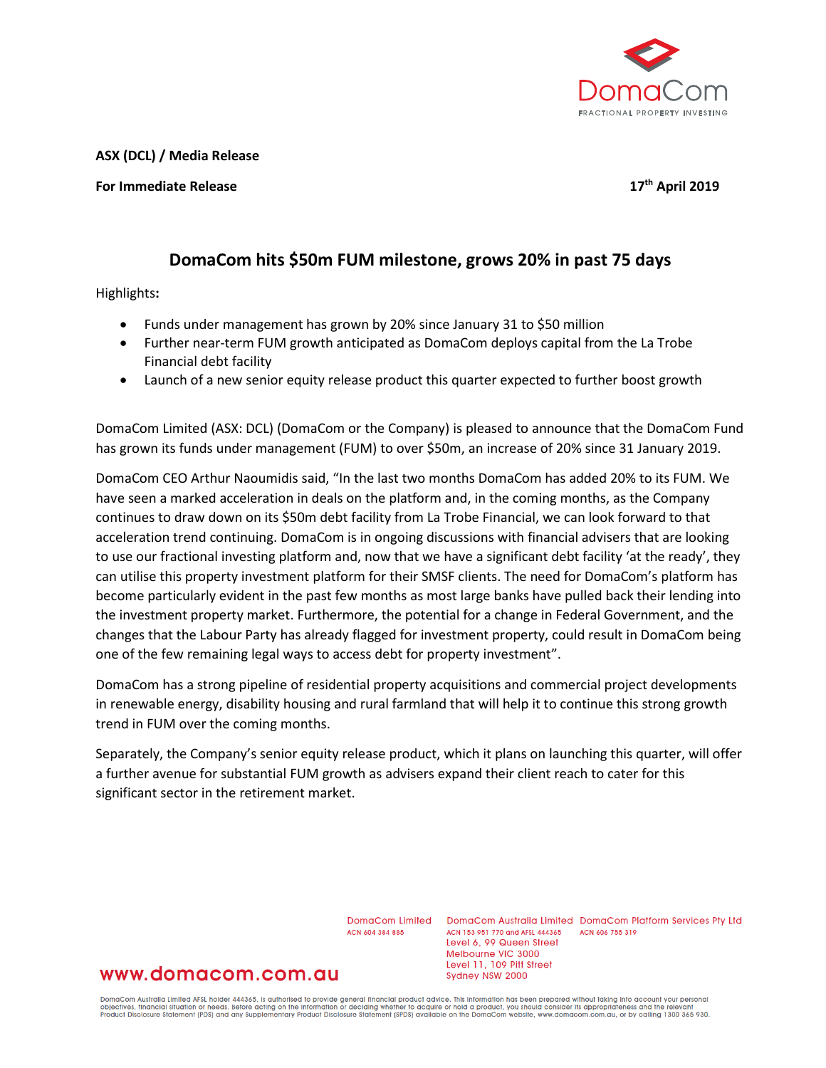DomaCom
FRACTIONAL PROPERTY INVESTING

**ASX (DCL) / Media Release**

**For Immediate Release** **17th April 2019**

# DomaCom hits $50m FUM milestone, grows 20% in past 75 days

Highlights**:**

- Funds under management has grown by 20% since January 31 to $50 million
- Further near-term FUM growth anticipated as DomaCom deploys capital from the La Trobe Financial debt facility
- Launch of a new senior equity release product this quarter expected to further boost growth

DomaCom Limited (ASX: DCL) (DomaCom or the Company) is pleased to announce that the DomaCom Fund has grown its funds under management (FUM) to over $50m, an increase of 20% since 31 January 2019.

DomaCom CEO Arthur Naoumidis said, "In the last two months DomaCom has added 20% to its FUM. We have seen a marked acceleration in deals on the platform and, in the coming months, as the Company continues to draw down on its $50m debt facility from La Trobe Financial, we can look forward to that acceleration trend continuing. DomaCom is in ongoing discussions with financial advisers that are looking to use our fractional investing platform and, now that we have a significant debt facility 'at the ready', they can utilise this property investment platform for their SMSF clients. The need for DomaCom's platform has become particularly evident in the past few months as most large banks have pulled back their lending into the investment property market. Furthermore, the potential for a change in Federal Government, and the changes that the Labour Party has already flagged for investment property, could result in DomaCom being one of the few remaining legal ways to access debt for property investment".

DomaCom has a strong pipeline of residential property acquisitions and commercial project developments in renewable energy, disability housing and rural farmland that will help it to continue this strong growth trend in FUM over the coming months.

Separately, the Company's senior equity release product, which it plans on launching this quarter, will offer a further avenue for substantial FUM growth as advisers expand their client reach to cater for this significant sector in the retirement market.

www.domacom.com.au

DomaCom Limited
ACN 604 384 885

DomaCom Australia Limited
ACN 153 951 770 and AFSL 444365
Level 6, 99 Queen Street
Melbourne VIC 3000
Level 11, 109 Pitt Street
Sydney NSW 2000

DomaCom Platform Services Pty Ltd
ACN 606 755 319

DomaCom Australia Limited AFSL holder 444365, is authorised to provide general financial product advice. This information has been prepared without taking into account your personal objectives, financial situation or needs. Before acting on the information or deciding whether to acquire or hold a product, you should consider its appropriateness and the relevant Product Disclosure Statement (PDS) and any Supplementary Product Disclosure Statement (SPDS) available on the DomaCom website, www.domacom.com.au, or by calling 1300 365 930.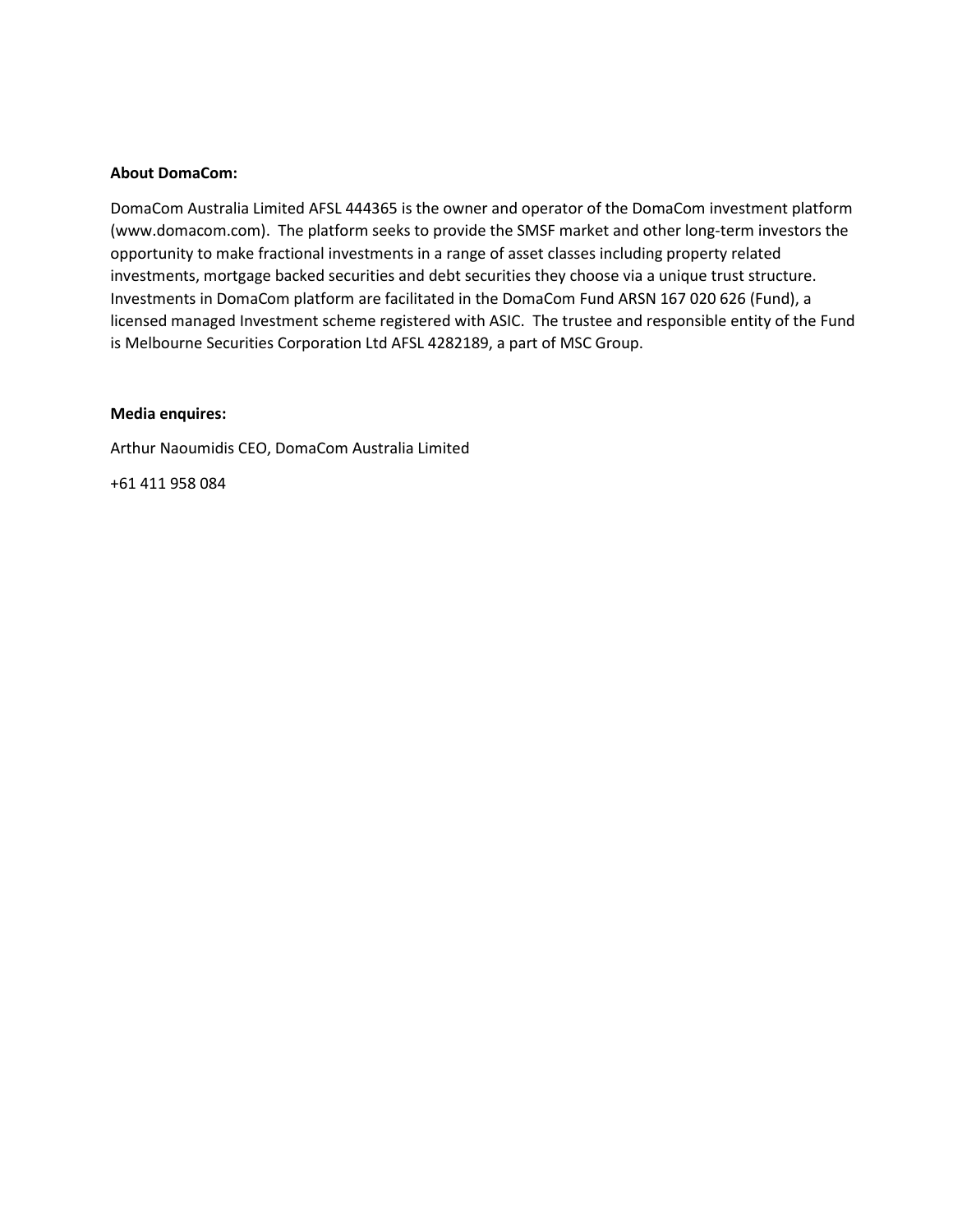**About DomaCom:**

DomaCom Australia Limited AFSL 444365 is the owner and operator of the DomaCom investment platform (www.domacom.com). The platform seeks to provide the SMSF market and other long-term investors the opportunity to make fractional investments in a range of asset classes including property related investments, mortgage backed securities and debt securities they choose via a unique trust structure. Investments in DomaCom platform are facilitated in the DomaCom Fund ARSN 167 020 626 (Fund), a licensed managed Investment scheme registered with ASIC. The trustee and responsible entity of the Fund is Melbourne Securities Corporation Ltd AFSL 4282189, a part of MSC Group.

**Media enquires:**

Arthur Naoumidis CEO, DomaCom Australia Limited

+61 411 958 084